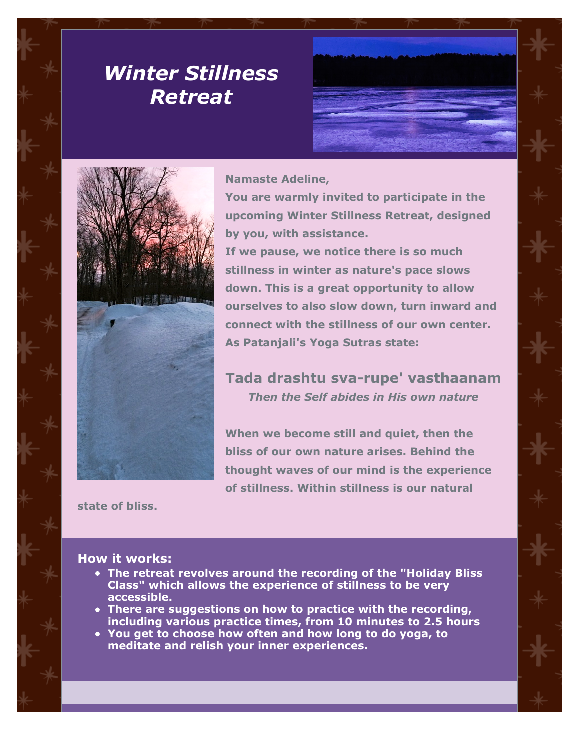# *Winter Stillness Retreat*

**Namaste Adeline,**

**You are warmly invited to participate in the upcoming Winter Stillness Retreat, designed by you, with assistance.**

**If we pause, we notice there is so much stillness in winter as nature's pace slows down. This is a great opportunity to allow ourselves to also slow down, turn inward and connect with the stillness of our own center. As Patanjali's Yoga Sutras state:**

## Tada drashtu sva-rupe' vasthaanam

***Then the Self abides in His own nature***

**When we become still and quiet, then the bliss of our own nature arises. Behind the thought waves of our mind is the experience of stillness. Within stillness is our natural state of bliss.**

### How it works:

- **The retreat revolves around the recording of the "Holiday Bliss Class" which allows the experience of stillness to be very accessible.**
- **There are suggestions on how to practice with the recording, including various practice times, from 10 minutes to 2.5 hours**
- **You get to choose how often and how long to do yoga, to meditate and relish your inner experiences.**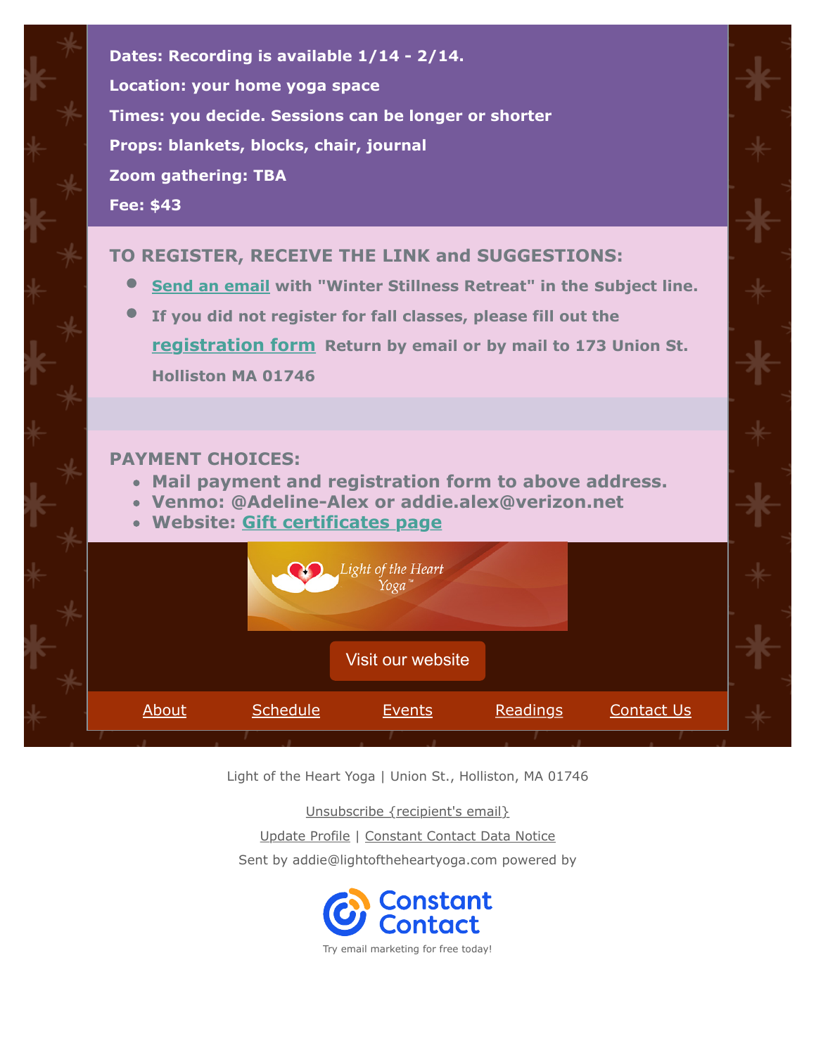**Dates: Recording is available 1/14 - 2/14.**

**Location: your home yoga space**

**Times: you decide. Sessions can be longer or shorter**

**Props: blankets, blocks, chair, journal**

**Zoom gathering: TBA**

**Fee: $43**

## TO REGISTER, RECEIVE THE LINK and SUGGESTIONS:

- **Send an email with "Winter Stillness Retreat" in the subject line.**
- **If you did not register for fall classes, please fill out the registration form Return by email or by mail to 173 Union St. Holliston MA 01746**

## PAYMENT CHOICES:

- **Mail payment and registration form to above address.**
- **Venmo: @Adeline-Alex or addie.alex@verizon.net**
- **Website: Gift certificates page**

Light of the Heart Yoga™

Visit our website

About | Schedule | Events | Readings | Contact Us

Light of the Heart Yoga | Union St., Holliston, MA 01746

Unsubscribe {recipient's email}

Update Profile | Constant Contact Data Notice

Sent by addie@lightoftheheartyoga.com powered by

Constant Contact

Try email marketing for free today!